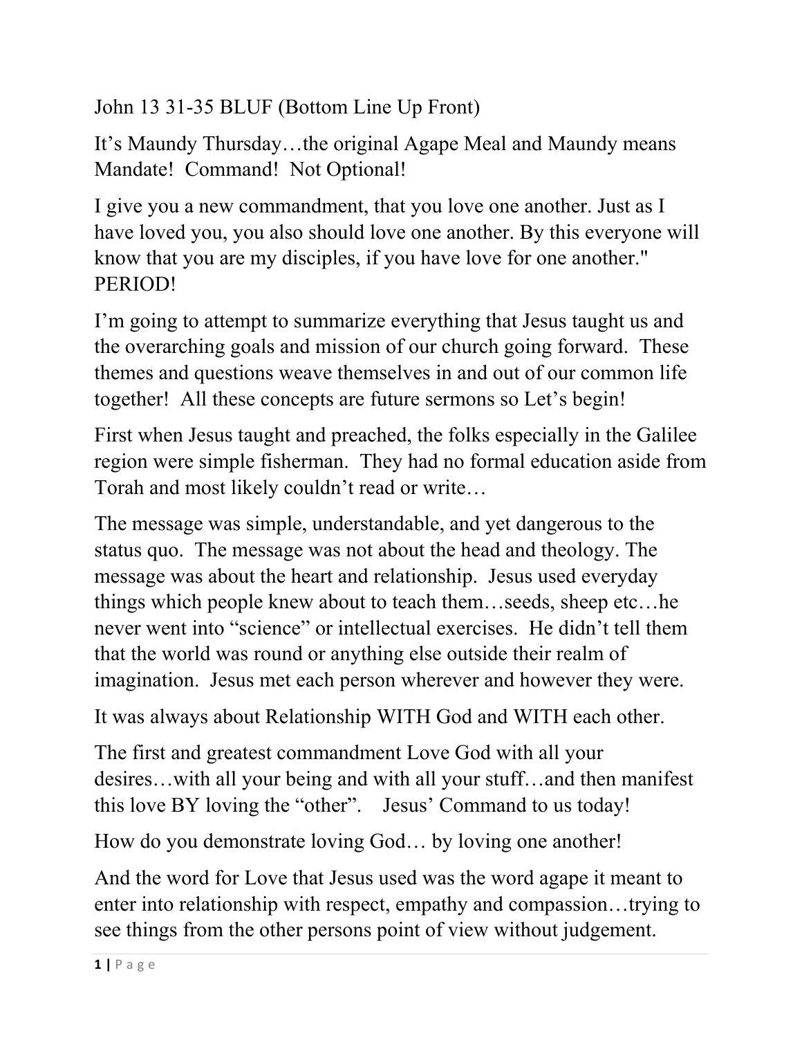John 13 31-35 BLUF (Bottom Line Up Front)

It's Maundy Thursday…the original Agape Meal and Maundy means Mandate! Command! Not Optional!

I give you a new commandment, that you love one another. Just as I have loved you, you also should love one another. By this everyone will know that you are my disciples, if you have love for one another." PERIOD!

I'm going to attempt to summarize everything that Jesus taught us and the overarching goals and mission of our church going forward. These themes and questions weave themselves in and out of our common life together! All these concepts are future sermons so Let's begin!

First when Jesus taught and preached, the folks especially in the Galilee region were simple fisherman. They had no formal education aside from Torah and most likely couldn't read or write…

The message was simple, understandable, and yet dangerous to the status quo. The message was not about the head and theology. The message was about the heart and relationship. Jesus used everyday things which people knew about to teach them…seeds, sheep etc…he never went into "science" or intellectual exercises. He didn't tell them that the world was round or anything else outside their realm of imagination. Jesus met each person wherever and however they were.

It was always about Relationship WITH God and WITH each other.

The first and greatest commandment Love God with all your desires…with all your being and with all your stuff…and then manifest this love BY loving the "other". Jesus' Command to us today!

How do you demonstrate loving God… by loving one another!

And the word for Love that Jesus used was the word agape it meant to enter into relationship with respect, empathy and compassion…trying to see things from the other persons point of view without judgement.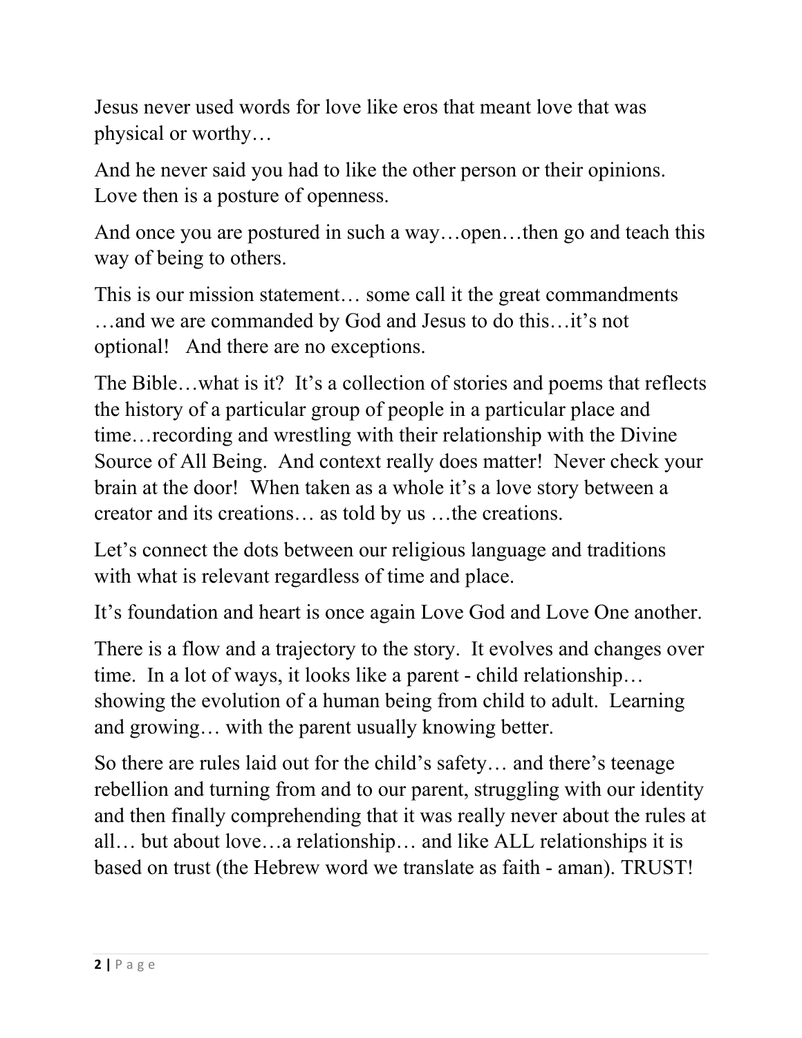Jesus never used words for love like eros that meant love that was physical or worthy…

And he never said you had to like the other person or their opinions. Love then is a posture of openness.

And once you are postured in such a way…open…then go and teach this way of being to others.

This is our mission statement… some call it the great commandments …and we are commanded by God and Jesus to do this…it's not optional!   And there are no exceptions.

The Bible…what is it?  It's a collection of stories and poems that reflects the history of a particular group of people in a particular place and time…recording and wrestling with their relationship with the Divine Source of All Being.  And context really does matter!  Never check your brain at the door!  When taken as a whole it's a love story between a creator and its creations… as told by us …the creations.

Let's connect the dots between our religious language and traditions with what is relevant regardless of time and place.

It's foundation and heart is once again Love God and Love One another.

There is a flow and a trajectory to the story.  It evolves and changes over time.  In a lot of ways, it looks like a parent - child relationship… showing the evolution of a human being from child to adult.  Learning and growing… with the parent usually knowing better.

So there are rules laid out for the child's safety… and there's teenage rebellion and turning from and to our parent, struggling with our identity and then finally comprehending that it was really never about the rules at all… but about love…a relationship… and like ALL relationships it is based on trust (the Hebrew word we translate as faith - aman). TRUST!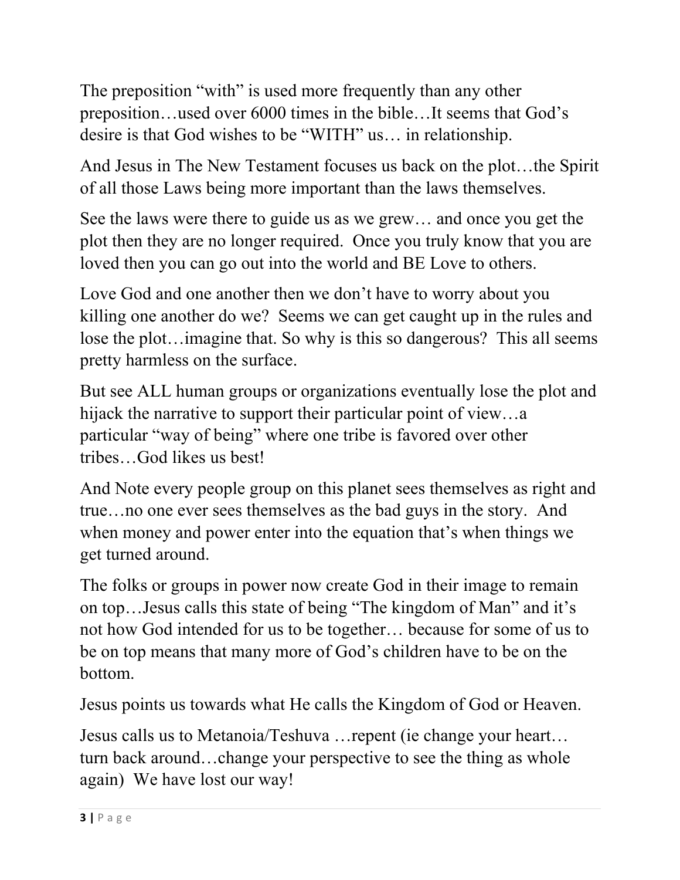The preposition "with" is used more frequently than any other preposition…used over 6000 times in the bible…It seems that God's desire is that God wishes to be "WITH" us… in relationship.

And Jesus in The New Testament focuses us back on the plot…the Spirit of all those Laws being more important than the laws themselves.

See the laws were there to guide us as we grew… and once you get the plot then they are no longer required. Once you truly know that you are loved then you can go out into the world and BE Love to others.

Love God and one another then we don't have to worry about you killing one another do we? Seems we can get caught up in the rules and lose the plot…imagine that. So why is this so dangerous? This all seems pretty harmless on the surface.

But see ALL human groups or organizations eventually lose the plot and hijack the narrative to support their particular point of view…a particular "way of being" where one tribe is favored over other tribes…God likes us best!

And Note every people group on this planet sees themselves as right and true…no one ever sees themselves as the bad guys in the story. And when money and power enter into the equation that's when things we get turned around.

The folks or groups in power now create God in their image to remain on top…Jesus calls this state of being "The kingdom of Man" and it's not how God intended for us to be together… because for some of us to be on top means that many more of God's children have to be on the bottom.

Jesus points us towards what He calls the Kingdom of God or Heaven.

Jesus calls us to Metanoia/Teshuva …repent (ie change your heart… turn back around…change your perspective to see the thing as whole again) We have lost our way!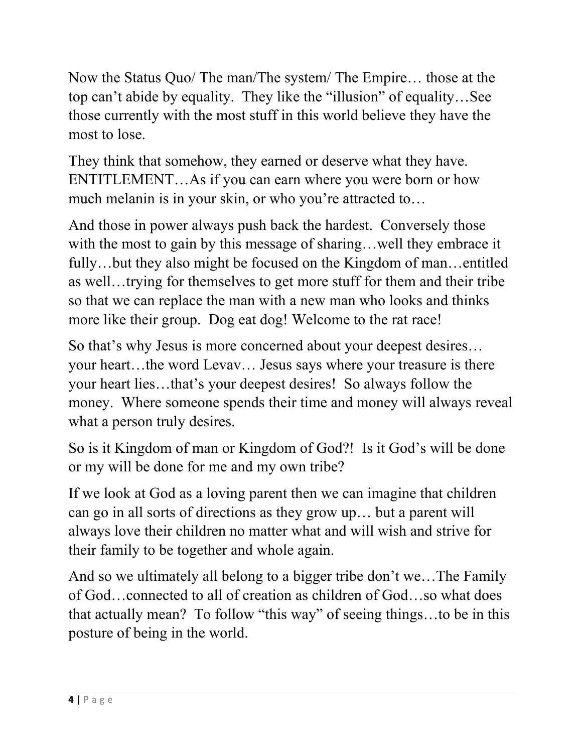Now the Status Quo/ The man/The system/ The Empire… those at the top can't abide by equality. They like the "illusion" of equality…See those currently with the most stuff in this world believe they have the most to lose.

They think that somehow, they earned or deserve what they have. ENTITLEMENT…As if you can earn where you were born or how much melanin is in your skin, or who you're attracted to…

And those in power always push back the hardest. Conversely those with the most to gain by this message of sharing…well they embrace it fully…but they also might be focused on the Kingdom of man…entitled as well…trying for themselves to get more stuff for them and their tribe so that we can replace the man with a new man who looks and thinks more like their group. Dog eat dog! Welcome to the rat race!

So that's why Jesus is more concerned about your deepest desires… your heart…the word Levav… Jesus says where your treasure is there your heart lies…that's your deepest desires! So always follow the money. Where someone spends their time and money will always reveal what a person truly desires.

So is it Kingdom of man or Kingdom of God?! Is it God's will be done or my will be done for me and my own tribe?

If we look at God as a loving parent then we can imagine that children can go in all sorts of directions as they grow up… but a parent will always love their children no matter what and will wish and strive for their family to be together and whole again.

And so we ultimately all belong to a bigger tribe don't we…The Family of God…connected to all of creation as children of God…so what does that actually mean? To follow "this way" of seeing things…to be in this posture of being in the world.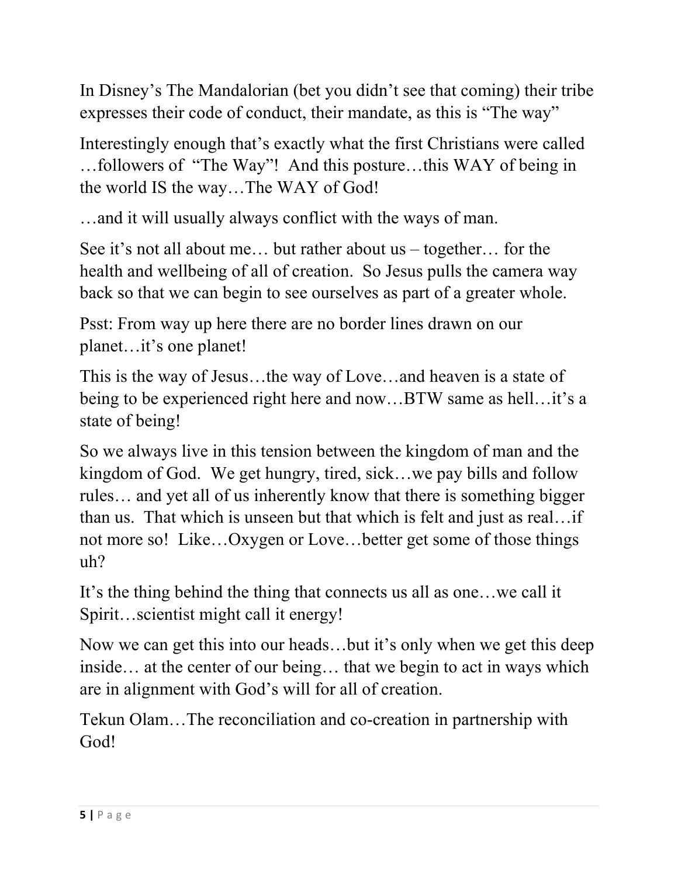In Disney's The Mandalorian (bet you didn't see that coming) their tribe expresses their code of conduct, their mandate, as this is "The way"

Interestingly enough that's exactly what the first Christians were called …followers of "The Way"! And this posture…this WAY of being in the world IS the way…The WAY of God!

…and it will usually always conflict with the ways of man.

See it's not all about me… but rather about us – together… for the health and wellbeing of all of creation. So Jesus pulls the camera way back so that we can begin to see ourselves as part of a greater whole.

Psst: From way up here there are no border lines drawn on our planet…it's one planet!

This is the way of Jesus…the way of Love…and heaven is a state of being to be experienced right here and now…BTW same as hell…it's a state of being!

So we always live in this tension between the kingdom of man and the kingdom of God. We get hungry, tired, sick…we pay bills and follow rules… and yet all of us inherently know that there is something bigger than us. That which is unseen but that which is felt and just as real…if not more so! Like…Oxygen or Love…better get some of those things uh?

It's the thing behind the thing that connects us all as one…we call it Spirit…scientist might call it energy!

Now we can get this into our heads…but it's only when we get this deep inside… at the center of our being… that we begin to act in ways which are in alignment with God's will for all of creation.

Tekun Olam…The reconciliation and co-creation in partnership with God!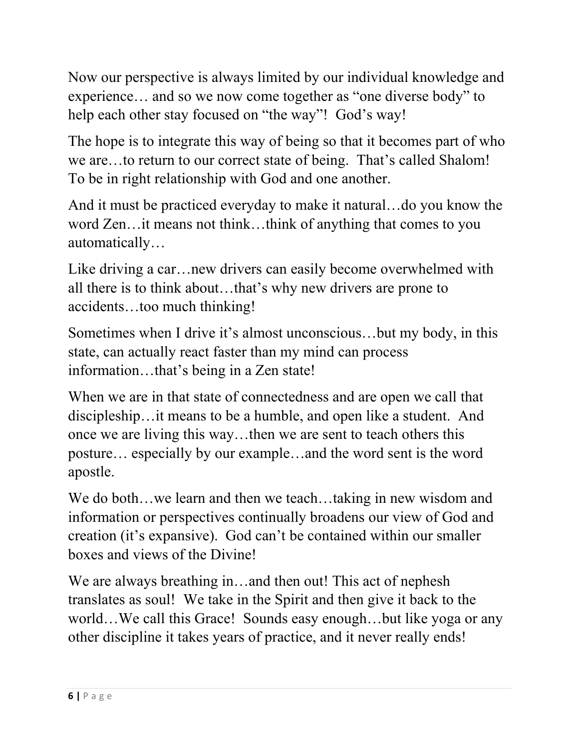Now our perspective is always limited by our individual knowledge and experience… and so we now come together as "one diverse body" to help each other stay focused on "the way"! God's way!

The hope is to integrate this way of being so that it becomes part of who we are…to return to our correct state of being. That's called Shalom! To be in right relationship with God and one another.

And it must be practiced everyday to make it natural…do you know the word Zen…it means not think…think of anything that comes to you automatically…

Like driving a car…new drivers can easily become overwhelmed with all there is to think about…that's why new drivers are prone to accidents…too much thinking!

Sometimes when I drive it's almost unconscious…but my body, in this state, can actually react faster than my mind can process information…that's being in a Zen state!

When we are in that state of connectedness and are open we call that discipleship…it means to be a humble, and open like a student. And once we are living this way…then we are sent to teach others this posture… especially by our example…and the word sent is the word apostle.

We do both…we learn and then we teach…taking in new wisdom and information or perspectives continually broadens our view of God and creation (it's expansive). God can't be contained within our smaller boxes and views of the Divine!

We are always breathing in…and then out! This act of nephesh translates as soul! We take in the Spirit and then give it back to the world…We call this Grace! Sounds easy enough…but like yoga or any other discipline it takes years of practice, and it never really ends!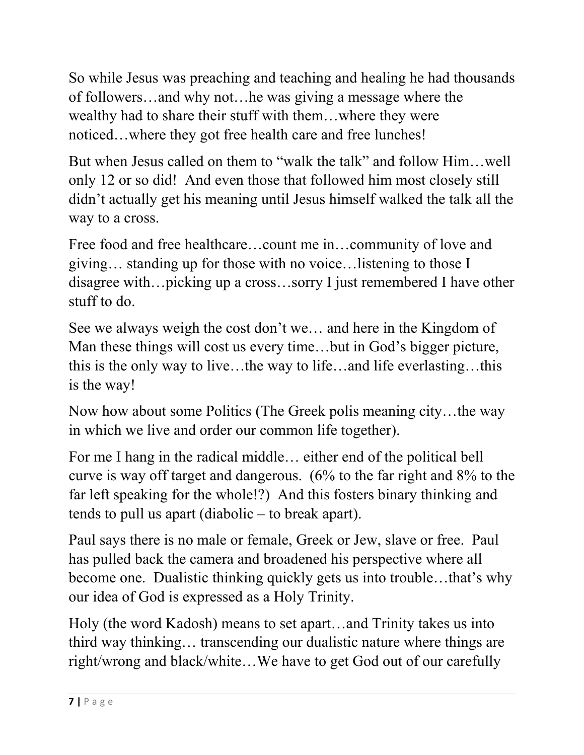So while Jesus was preaching and teaching and healing he had thousands of followers…and why not…he was giving a message where the wealthy had to share their stuff with them…where they were noticed…where they got free health care and free lunches!

But when Jesus called on them to "walk the talk" and follow Him…well only 12 or so did! And even those that followed him most closely still didn't actually get his meaning until Jesus himself walked the talk all the way to a cross.

Free food and free healthcare…count me in…community of love and giving… standing up for those with no voice…listening to those I disagree with…picking up a cross…sorry I just remembered I have other stuff to do.

See we always weigh the cost don't we… and here in the Kingdom of Man these things will cost us every time…but in God's bigger picture, this is the only way to live…the way to life…and life everlasting…this is the way!

Now how about some Politics (The Greek polis meaning city…the way in which we live and order our common life together).

For me I hang in the radical middle… either end of the political bell curve is way off target and dangerous. (6% to the far right and 8% to the far left speaking for the whole!?) And this fosters binary thinking and tends to pull us apart (diabolic – to break apart).

Paul says there is no male or female, Greek or Jew, slave or free. Paul has pulled back the camera and broadened his perspective where all become one. Dualistic thinking quickly gets us into trouble…that's why our idea of God is expressed as a Holy Trinity.

Holy (the word Kadosh) means to set apart…and Trinity takes us into third way thinking… transcending our dualistic nature where things are right/wrong and black/white…We have to get God out of our carefully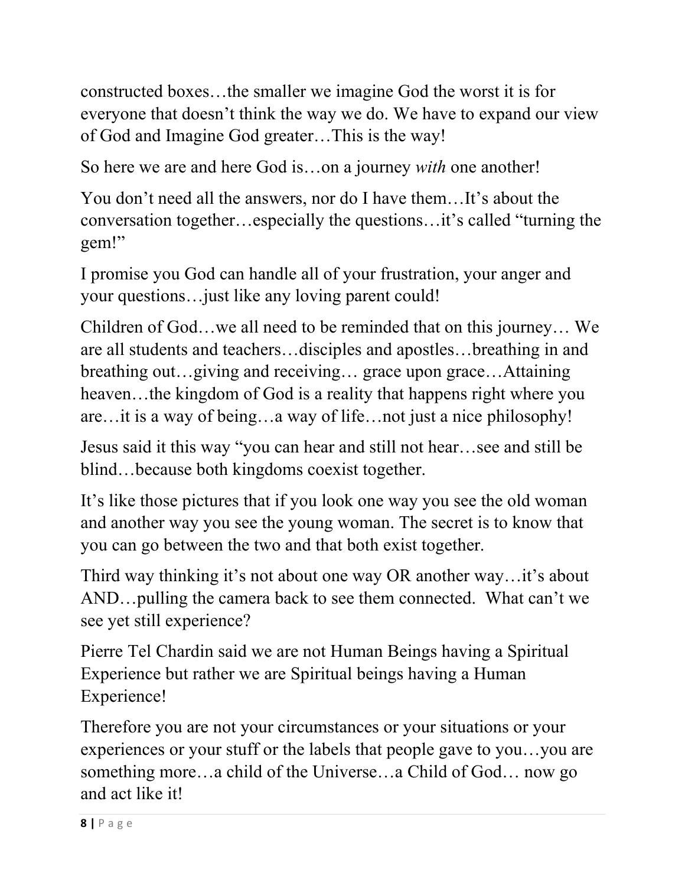constructed boxes…the smaller we imagine God the worst it is for everyone that doesn't think the way we do. We have to expand our view of God and Imagine God greater…This is the way!

So here we are and here God is…on a journey *with* one another!

You don't need all the answers, nor do I have them…It's about the conversation together…especially the questions…it's called "turning the gem!"

I promise you God can handle all of your frustration, your anger and your questions…just like any loving parent could!

Children of God…we all need to be reminded that on this journey… We are all students and teachers…disciples and apostles…breathing in and breathing out…giving and receiving… grace upon grace…Attaining heaven…the kingdom of God is a reality that happens right where you are…it is a way of being…a way of life…not just a nice philosophy!

Jesus said it this way "you can hear and still not hear…see and still be blind…because both kingdoms coexist together.

It's like those pictures that if you look one way you see the old woman and another way you see the young woman. The secret is to know that you can go between the two and that both exist together.

Third way thinking it's not about one way OR another way…it's about AND…pulling the camera back to see them connected. What can't we see yet still experience?

Pierre Tel Chardin said we are not Human Beings having a Spiritual Experience but rather we are Spiritual beings having a Human Experience!

Therefore you are not your circumstances or your situations or your experiences or your stuff or the labels that people gave to you…you are something more…a child of the Universe…a Child of God… now go and act like it!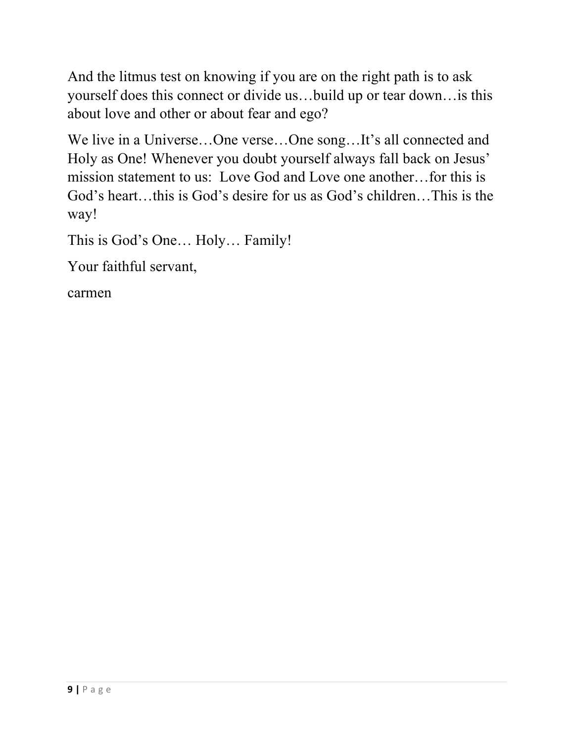And the litmus test on knowing if you are on the right path is to ask yourself does this connect or divide us…build up or tear down…is this about love and other or about fear and ego?

We live in a Universe…One verse…One song…It's all connected and Holy as One! Whenever you doubt yourself always fall back on Jesus' mission statement to us:  Love God and Love one another…for this is God's heart…this is God's desire for us as God's children…This is the way!

This is God's One… Holy… Family!

Your faithful servant,

carmen